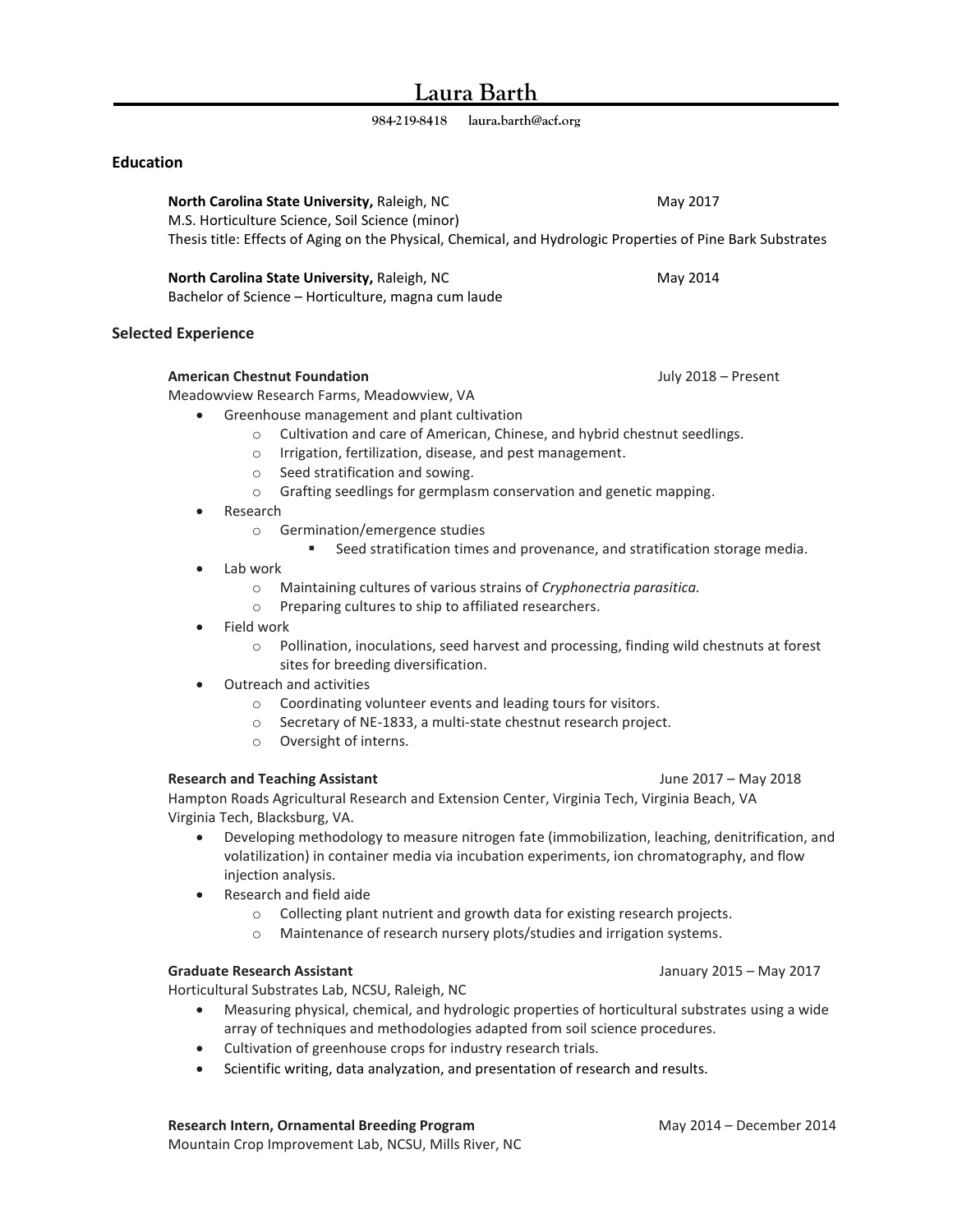# Laura Barth

984-219-8418   laura.barth@acf.org

## Education

**North Carolina State University,** Raleigh, NC — May 2017
M.S. Horticulture Science, Soil Science (minor)
Thesis title: Effects of Aging on the Physical, Chemical, and Hydrologic Properties of Pine Bark Substrates

**North Carolina State University,** Raleigh, NC — May 2014
Bachelor of Science – Horticulture, magna cum laude

## Selected Experience

**American Chestnut Foundation** — July 2018 – Present
Meadowview Research Farms, Meadowview, VA

- Greenhouse management and plant cultivation
  - Cultivation and care of American, Chinese, and hybrid chestnut seedlings.
  - Irrigation, fertilization, disease, and pest management.
  - Seed stratification and sowing.
  - Grafting seedlings for germplasm conservation and genetic mapping.
- Research
  - Germination/emergence studies
    - Seed stratification times and provenance, and stratification storage media.
- Lab work
  - Maintaining cultures of various strains of *Cryphonectria parasitica.*
  - Preparing cultures to ship to affiliated researchers.
- Field work
  - Pollination, inoculations, seed harvest and processing, finding wild chestnuts at forest sites for breeding diversification.
- Outreach and activities
  - Coordinating volunteer events and leading tours for visitors.
  - Secretary of NE-1833, a multi-state chestnut research project.
  - Oversight of interns.

**Research and Teaching Assistant** — June 2017 – May 2018
Hampton Roads Agricultural Research and Extension Center, Virginia Tech, Virginia Beach, VA
Virginia Tech, Blacksburg, VA.

- Developing methodology to measure nitrogen fate (immobilization, leaching, denitrification, and volatilization) in container media via incubation experiments, ion chromatography, and flow injection analysis.
- Research and field aide
  - Collecting plant nutrient and growth data for existing research projects.
  - Maintenance of research nursery plots/studies and irrigation systems.

**Graduate Research Assistant** — January 2015 – May 2017
Horticultural Substrates Lab, NCSU, Raleigh, NC

- Measuring physical, chemical, and hydrologic properties of horticultural substrates using a wide array of techniques and methodologies adapted from soil science procedures.
- Cultivation of greenhouse crops for industry research trials.
- Scientific writing, data analyzation, and presentation of research and results.

**Research Intern, Ornamental Breeding Program** — May 2014 – December 2014
Mountain Crop Improvement Lab, NCSU, Mills River, NC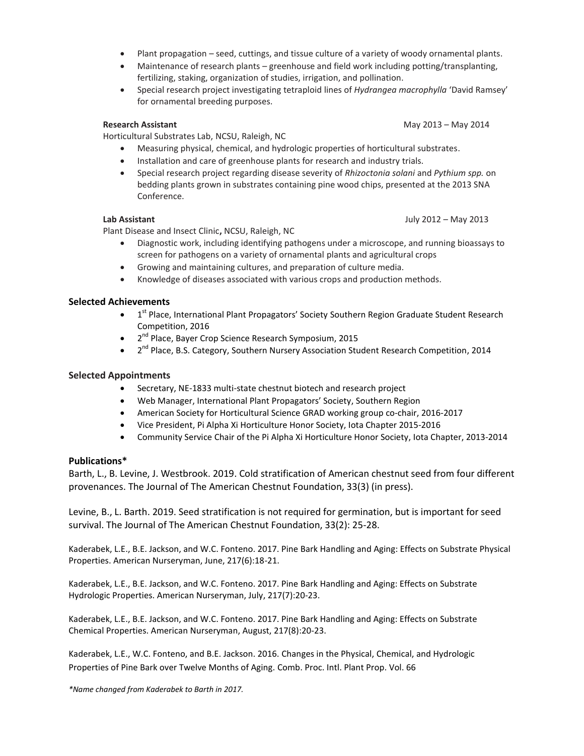- Plant propagation – seed, cuttings, and tissue culture of a variety of woody ornamental plants.
- Maintenance of research plants – greenhouse and field work including potting/transplanting, fertilizing, staking, organization of studies, irrigation, and pollination.
- Special research project investigating tetraploid lines of *Hydrangea macrophylla* 'David Ramsey' for ornamental breeding purposes.

**Research Assistant** May 2013 – May 2014

Horticultural Substrates Lab, NCSU, Raleigh, NC

- Measuring physical, chemical, and hydrologic properties of horticultural substrates.
- Installation and care of greenhouse plants for research and industry trials.
- Special research project regarding disease severity of *Rhizoctonia solani* and *Pythium spp.* on bedding plants grown in substrates containing pine wood chips, presented at the 2013 SNA Conference.

**Lab Assistant** July 2012 – May 2013

Plant Disease and Insect Clinic**,** NCSU, Raleigh, NC

- Diagnostic work, including identifying pathogens under a microscope, and running bioassays to screen for pathogens on a variety of ornamental plants and agricultural crops
- Growing and maintaining cultures, and preparation of culture media.
- Knowledge of diseases associated with various crops and production methods.

### Selected Achievements

- 1st Place, International Plant Propagators' Society Southern Region Graduate Student Research Competition, 2016
- 2nd Place, Bayer Crop Science Research Symposium, 2015
- 2nd Place, B.S. Category, Southern Nursery Association Student Research Competition, 2014

### Selected Appointments

- Secretary, NE-1833 multi-state chestnut biotech and research project
- Web Manager, International Plant Propagators' Society, Southern Region
- American Society for Horticultural Science GRAD working group co-chair, 2016-2017
- Vice President, Pi Alpha Xi Horticulture Honor Society, Iota Chapter 2015-2016
- Community Service Chair of the Pi Alpha Xi Horticulture Honor Society, Iota Chapter, 2013-2014

### Publications*

Barth, L., B. Levine, J. Westbrook. 2019. Cold stratification of American chestnut seed from four different provenances. The Journal of The American Chestnut Foundation, 33(3) (in press).

Levine, B., L. Barth. 2019. Seed stratification is not required for germination, but is important for seed survival. The Journal of The American Chestnut Foundation, 33(2): 25-28.

Kaderabek, L.E., B.E. Jackson, and W.C. Fonteno. 2017. Pine Bark Handling and Aging: Effects on Substrate Physical Properties. American Nurseryman, June, 217(6):18-21.

Kaderabek, L.E., B.E. Jackson, and W.C. Fonteno. 2017. Pine Bark Handling and Aging: Effects on Substrate Hydrologic Properties. American Nurseryman, July, 217(7):20-23.

Kaderabek, L.E., B.E. Jackson, and W.C. Fonteno. 2017. Pine Bark Handling and Aging: Effects on Substrate Chemical Properties. American Nurseryman, August, 217(8):20-23.

Kaderabek, L.E., W.C. Fonteno, and B.E. Jackson. 2016. Changes in the Physical, Chemical, and Hydrologic Properties of Pine Bark over Twelve Months of Aging. Comb. Proc. Intl. Plant Prop. Vol. 66

*\*Name changed from Kaderabek to Barth in 2017.*